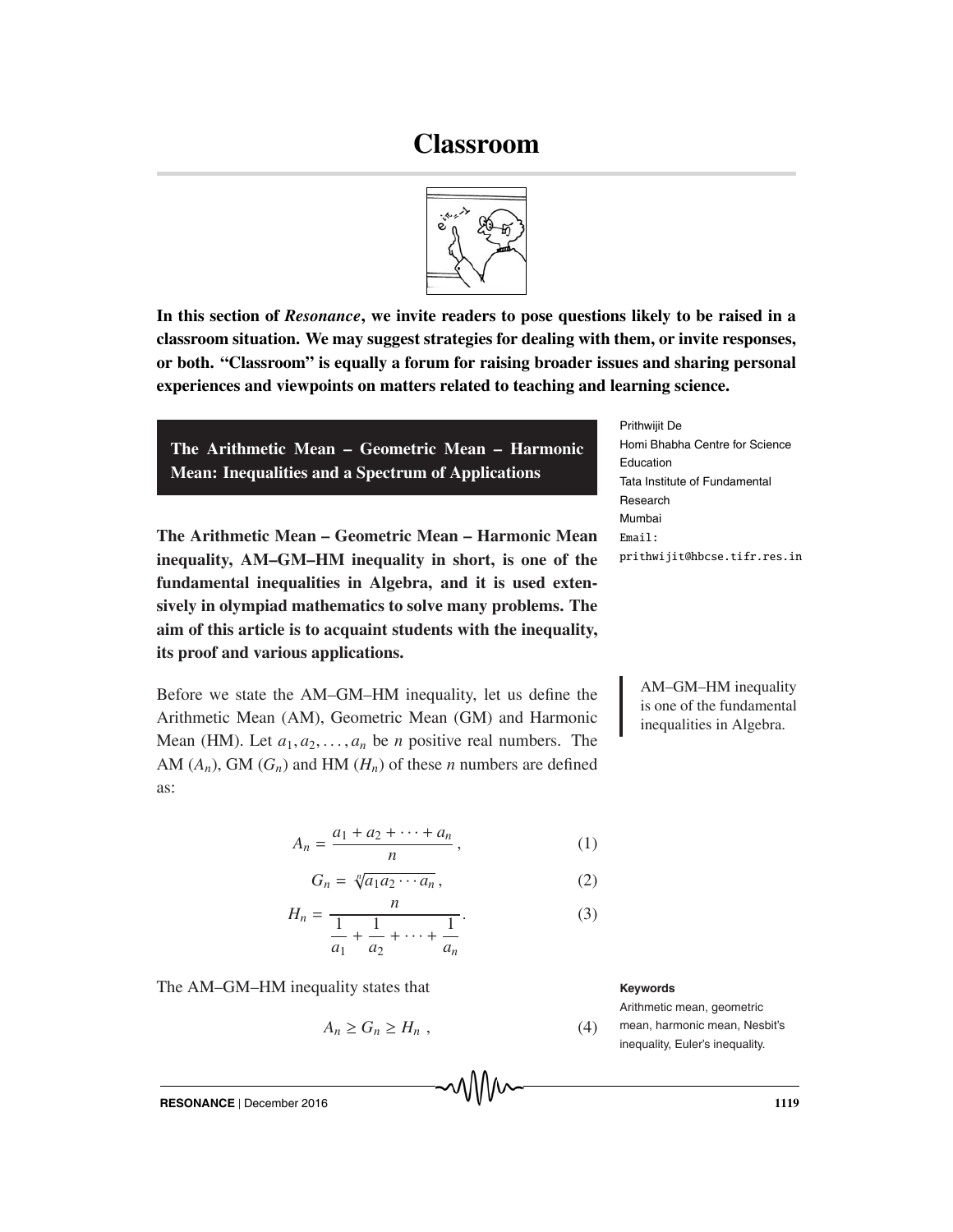# Classroom

**In this section of *Resonance*, we invite readers to pose questions likely to be raised in a classroom situation. We may suggest strategies for dealing with them, or invite responses, or both. "Classroom" is equally a forum for raising broader issues and sharing personal experiences and viewpoints on matters related to teaching and learning science.**

## The Arithmetic Mean – Geometric Mean – Harmonic Mean: Inequalities and a Spectrum of Applications

Prithwijit De
Homi Bhabha Centre for Science Education
Tata Institute of Fundamental Research
Mumbai
Email: prithwijit@hbcse.tifr.res.in

**The Arithmetic Mean – Geometric Mean – Harmonic Mean inequality, AM–GM–HM inequality in short, is one of the fundamental inequalities in Algebra, and it is used extensively in olympiad mathematics to solve many problems. The aim of this article is to acquaint students with the inequality, its proof and various applications.**

Before we state the AM–GM–HM inequality, let us define the Arithmetic Mean (AM), Geometric Mean (GM) and Harmonic Mean (HM). Let $a_1, a_2, \ldots, a_n$ be $n$ positive real numbers. The AM ($A_n$), GM ($G_n$) and HM ($H_n$) of these $n$ numbers are defined as:

> AM–GM–HM inequality is one of the fundamental inequalities in Algebra.

$$A_n = \frac{a_1 + a_2 + \cdots + a_n}{n}, \tag{1}$$

$$G_n = \sqrt[n]{a_1 a_2 \cdots a_n}, \tag{2}$$

$$H_n = \frac{n}{\dfrac{1}{a_1} + \dfrac{1}{a_2} + \cdots + \dfrac{1}{a_n}}. \tag{3}$$

The AM–GM–HM inequality states that

$$A_n \geq G_n \geq H_n, \tag{4}$$

**Keywords**
Arithmetic mean, geometric mean, harmonic mean, Nesbit's inequality, Euler's inequality.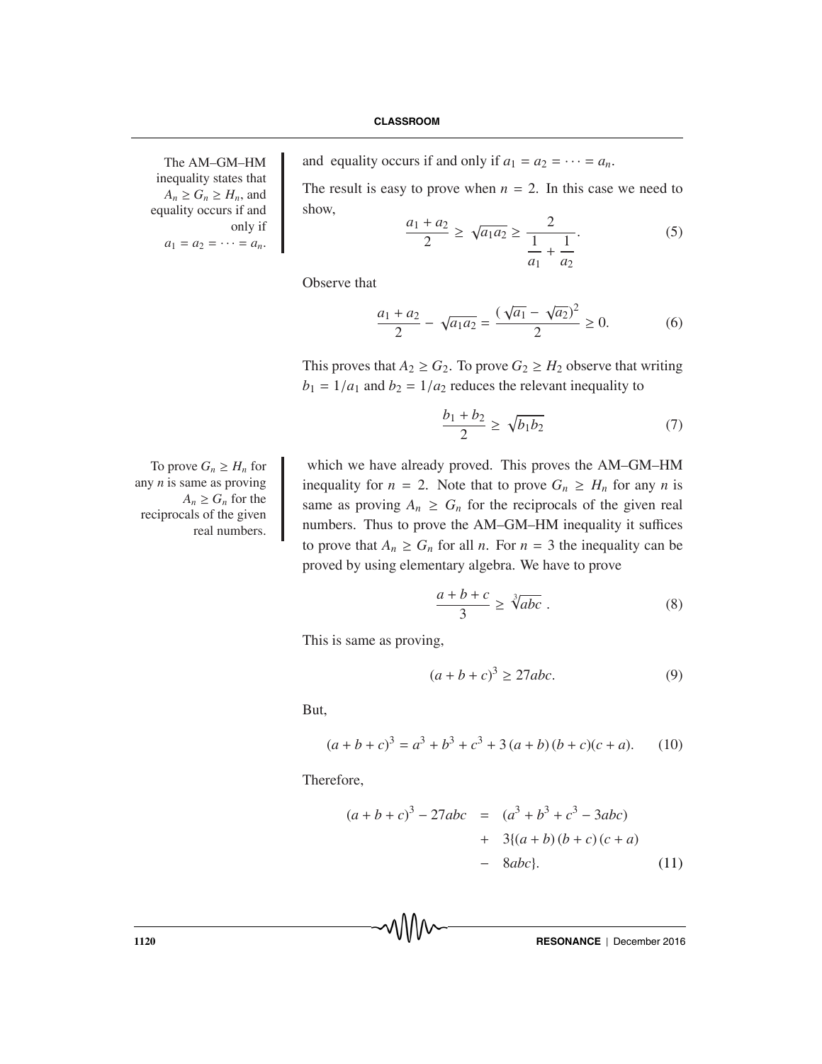and equality occurs if and only if $a_1 = a_2 = \cdots = a_n$.

The AM–GM–HM inequality states that $A_n \geq G_n \geq H_n$, and equality occurs if and only if $a_1 = a_2 = \cdots = a_n$.

The result is easy to prove when $n = 2$. In this case we need to show,

$$\frac{a_1 + a_2}{2} \geq \sqrt{a_1 a_2} \geq \frac{2}{\dfrac{1}{a_1} + \dfrac{1}{a_2}}. \tag{5}$$

Observe that

$$\frac{a_1 + a_2}{2} - \sqrt{a_1 a_2} = \frac{(\sqrt{a_1} - \sqrt{a_2})^2}{2} \geq 0. \tag{6}$$

This proves that $A_2 \geq G_2$. To prove $G_2 \geq H_2$ observe that writing $b_1 = 1/a_1$ and $b_2 = 1/a_2$ reduces the relevant inequality to

$$\frac{b_1 + b_2}{2} \geq \sqrt{b_1 b_2} \tag{7}$$

which we have already proved. This proves the AM–GM–HM inequality for $n = 2$. Note that to prove $G_n \geq H_n$ for any $n$ is same as proving $A_n \geq G_n$ for the reciprocals of the given real numbers. Thus to prove the AM–GM–HM inequality it suffices to prove that $A_n \geq G_n$ for all $n$. For $n = 3$ the inequality can be proved by using elementary algebra. We have to prove

To prove $G_n \geq H_n$ for any $n$ is same as proving $A_n \geq G_n$ for the reciprocals of the given real numbers.

$$\frac{a + b + c}{3} \geq \sqrt[3]{abc}\ . \tag{8}$$

This is same as proving,

$$(a + b + c)^3 \geq 27abc. \tag{9}$$

But,

$$(a + b + c)^3 = a^3 + b^3 + c^3 + 3\,(a + b)\,(b + c)(c + a). \tag{10}$$

Therefore,

$$\begin{aligned}(a + b + c)^3 - 27abc &= (a^3 + b^3 + c^3 - 3abc) \\ &+ 3\{(a + b)\,(b + c)\,(c + a) \\ &- 8abc\}. \end{aligned} \tag{11}$$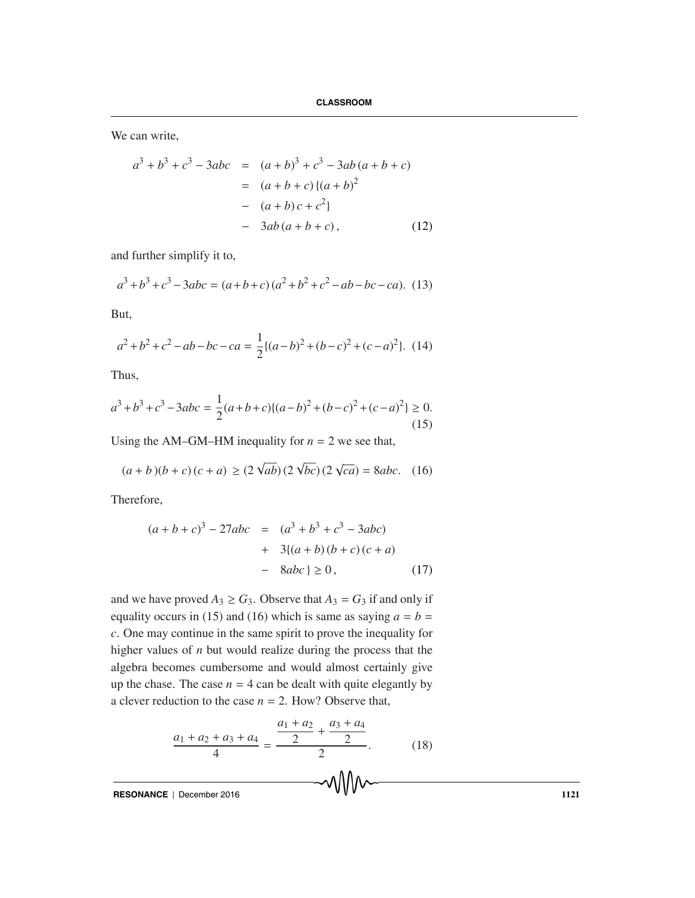We can write,

$$
\begin{aligned}
a^3 + b^3 + c^3 - 3abc &= (a+b)^3 + c^3 - 3ab\,(a+b+c) \\
&= (a+b+c)\,\{(a+b)^2 \\
&\quad - (a+b)\,c + c^2\} \\
&\quad - 3ab\,(a+b+c)\,, \qquad (12)
\end{aligned}
$$

and further simplify it to,

$$
a^3 + b^3 + c^3 - 3abc = (a+b+c)\,(a^2 + b^2 + c^2 - ab - bc - ca). \quad (13)
$$

But,

$$
a^2 + b^2 + c^2 - ab - bc - ca = \frac{1}{2}\{(a-b)^2 + (b-c)^2 + (c-a)^2\}. \quad (14)
$$

Thus,

$$
a^3 + b^3 + c^3 - 3abc = \frac{1}{2}(a+b+c)\{(a-b)^2 + (b-c)^2 + (c-a)^2\} \geq 0. \quad (15)
$$

Using the AM–GM–HM inequality for $n = 2$ we see that,

$$
(a+b)(b+c)(c+a) \geq (2\sqrt{ab})\,(2\sqrt{bc})\,(2\sqrt{ca}) = 8abc. \quad (16)
$$

Therefore,

$$
\begin{aligned}
(a+b+c)^3 - 27abc &= (a^3 + b^3 + c^3 - 3abc) \\
&\quad + 3\{(a+b)\,(b+c)\,(c+a) \\
&\quad - 8abc\,\} \geq 0\,, \qquad (17)
\end{aligned}
$$

and we have proved $A_3 \geq G_3$. Observe that $A_3 = G_3$ if and only if equality occurs in (15) and (16) which is same as saying $a = b = c$. One may continue in the same spirit to prove the inequality for higher values of $n$ but would realize during the process that the algebra becomes cumbersome and would almost certainly give up the chase. The case $n = 4$ can be dealt with quite elegantly by a clever reduction to the case $n = 2$. How? Observe that,

$$
\frac{a_1 + a_2 + a_3 + a_4}{4} = \frac{\dfrac{a_1 + a_2}{2} + \dfrac{a_3 + a_4}{2}}{2}. \quad (18)
$$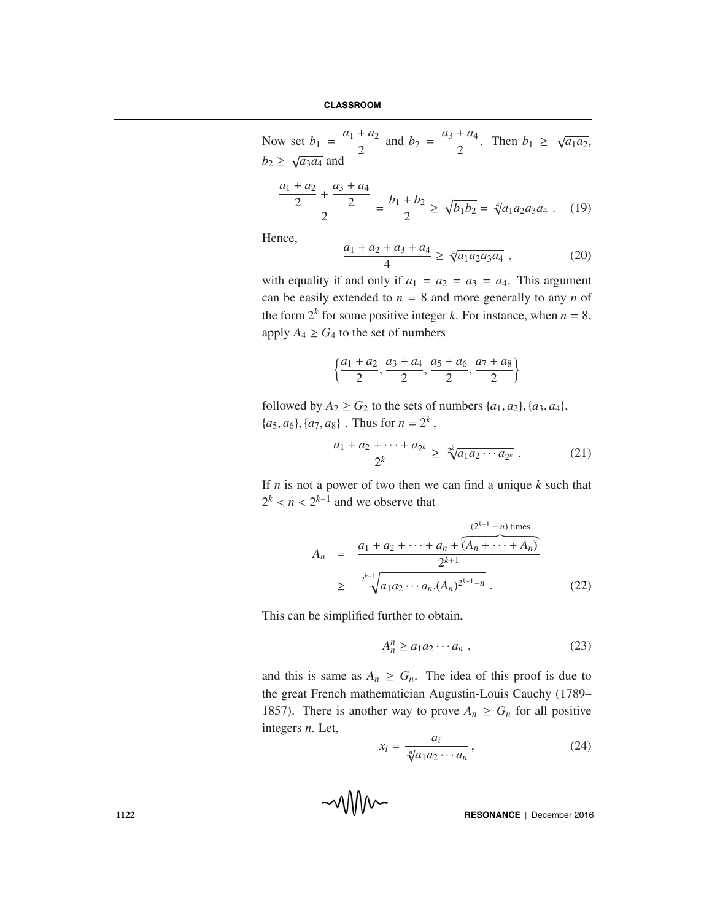Now set $b_1 = \dfrac{a_1 + a_2}{2}$ and $b_2 = \dfrac{a_3 + a_4}{2}$. Then $b_1 \geq \sqrt{a_1 a_2}$, $b_2 \geq \sqrt{a_3 a_4}$ and

$$\frac{\dfrac{a_1 + a_2}{2} + \dfrac{a_3 + a_4}{2}}{2} = \frac{b_1 + b_2}{2} \geq \sqrt{b_1 b_2} = \sqrt[4]{a_1 a_2 a_3 a_4} \ . \tag{19}$$

Hence,

$$\frac{a_1 + a_2 + a_3 + a_4}{4} \geq \sqrt[4]{a_1 a_2 a_3 a_4} \ , \tag{20}$$

with equality if and only if $a_1 = a_2 = a_3 = a_4$. This argument can be easily extended to $n = 8$ and more generally to any $n$ of the form $2^k$ for some positive integer $k$. For instance, when $n = 8$, apply $A_4 \geq G_4$ to the set of numbers

$$\left\{ \frac{a_1 + a_2}{2}, \frac{a_3 + a_4}{2}, \frac{a_5 + a_6}{2}, \frac{a_7 + a_8}{2} \right\}$$

followed by $A_2 \geq G_2$ to the sets of numbers $\{a_1, a_2\}, \{a_3, a_4\}$, $\{a_5, a_6\}, \{a_7, a_8\}$ . Thus for $n = 2^k$ ,

$$\frac{a_1 + a_2 + \cdots + a_{2^k}}{2^k} \geq \sqrt[2^k]{a_1 a_2 \cdots a_{2^k}} \ . \tag{21}$$

If $n$ is not a power of two then we can find a unique $k$ such that $2^k < n < 2^{k+1}$ and we observe that

$$\begin{aligned} A_n &= \frac{a_1 + a_2 + \cdots + a_n + \overbrace{(A_n + \cdots + A_n)}^{(2^{k+1} - n) \text{ times}}}{2^{k+1}} \\ &\geq \sqrt[2^{k+1}]{a_1 a_2 \cdots a_n . (A_n)^{2^{k+1} - n}} \ . \end{aligned} \tag{22}$$

This can be simplified further to obtain,

$$A_n^n \geq a_1 a_2 \cdots a_n \ , \tag{23}$$

and this is same as $A_n \geq G_n$. The idea of this proof is due to the great French mathematician Augustin-Louis Cauchy (1789–1857). There is another way to prove $A_n \geq G_n$ for all positive integers $n$. Let,

$$x_i = \frac{a_i}{\sqrt[n]{a_1 a_2 \cdots a_n}} \ , \tag{24}$$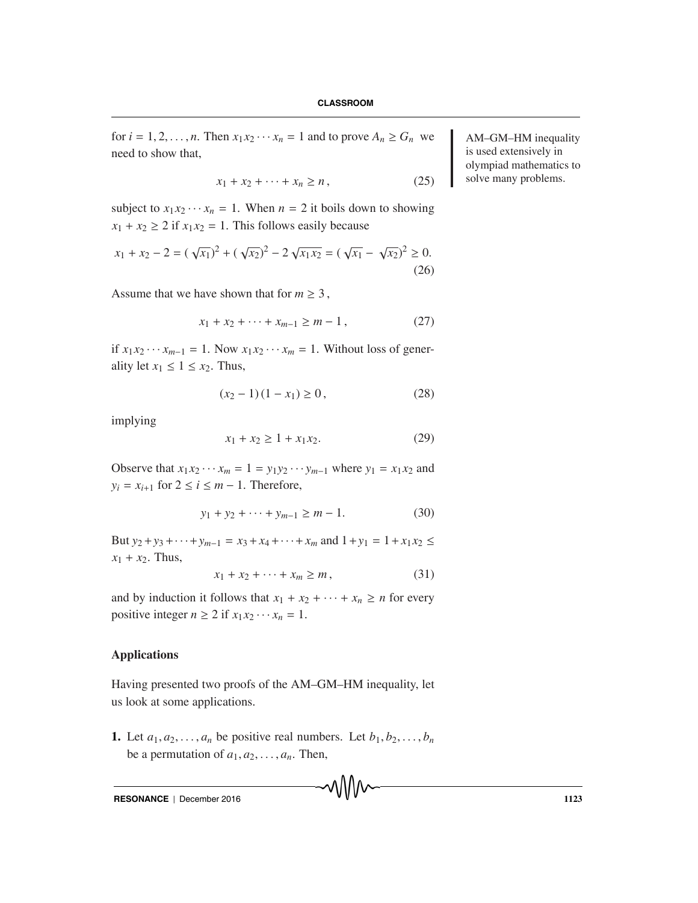for $i = 1, 2, \ldots, n$. Then $x_1 x_2 \cdots x_n = 1$ and to prove $A_n \geq G_n$ we need to show that,

$$x_1 + x_2 + \cdots + x_n \geq n\,, \tag{25}$$

subject to $x_1 x_2 \cdots x_n = 1$. When $n = 2$ it boils down to showing $x_1 + x_2 \geq 2$ if $x_1 x_2 = 1$. This follows easily because

$$x_1 + x_2 - 2 = (\sqrt{x_1})^2 + (\sqrt{x_2})^2 - 2\sqrt{x_1 x_2} = (\sqrt{x_1} - \sqrt{x_2})^2 \geq 0. \tag{26}$$

AM–GM–HM inequality is used extensively in olympiad mathematics to solve many problems.

Assume that we have shown that for $m \geq 3$,

$$x_1 + x_2 + \cdots + x_{m-1} \geq m - 1\,, \tag{27}$$

if $x_1 x_2 \cdots x_{m-1} = 1$. Now $x_1 x_2 \cdots x_m = 1$. Without loss of generality let $x_1 \leq 1 \leq x_2$. Thus,

$$(x_2 - 1)(1 - x_1) \geq 0\,, \tag{28}$$

implying

$$x_1 + x_2 \geq 1 + x_1 x_2. \tag{29}$$

Observe that $x_1 x_2 \cdots x_m = 1 = y_1 y_2 \cdots y_{m-1}$ where $y_1 = x_1 x_2$ and $y_i = x_{i+1}$ for $2 \leq i \leq m - 1$. Therefore,

$$y_1 + y_2 + \cdots + y_{m-1} \geq m - 1. \tag{30}$$

But $y_2 + y_3 + \cdots + y_{m-1} = x_3 + x_4 + \cdots + x_m$ and $1 + y_1 = 1 + x_1 x_2 \leq x_1 + x_2$. Thus,

$$x_1 + x_2 + \cdots + x_m \geq m\,, \tag{31}$$

and by induction it follows that $x_1 + x_2 + \cdots + x_n \geq n$ for every positive integer $n \geq 2$ if $x_1 x_2 \cdots x_n = 1$.

### Applications

Having presented two proofs of the AM–GM–HM inequality, let us look at some applications.

**1.** Let $a_1, a_2, \ldots, a_n$ be positive real numbers. Let $b_1, b_2, \ldots, b_n$ be a permutation of $a_1, a_2, \ldots, a_n$. Then,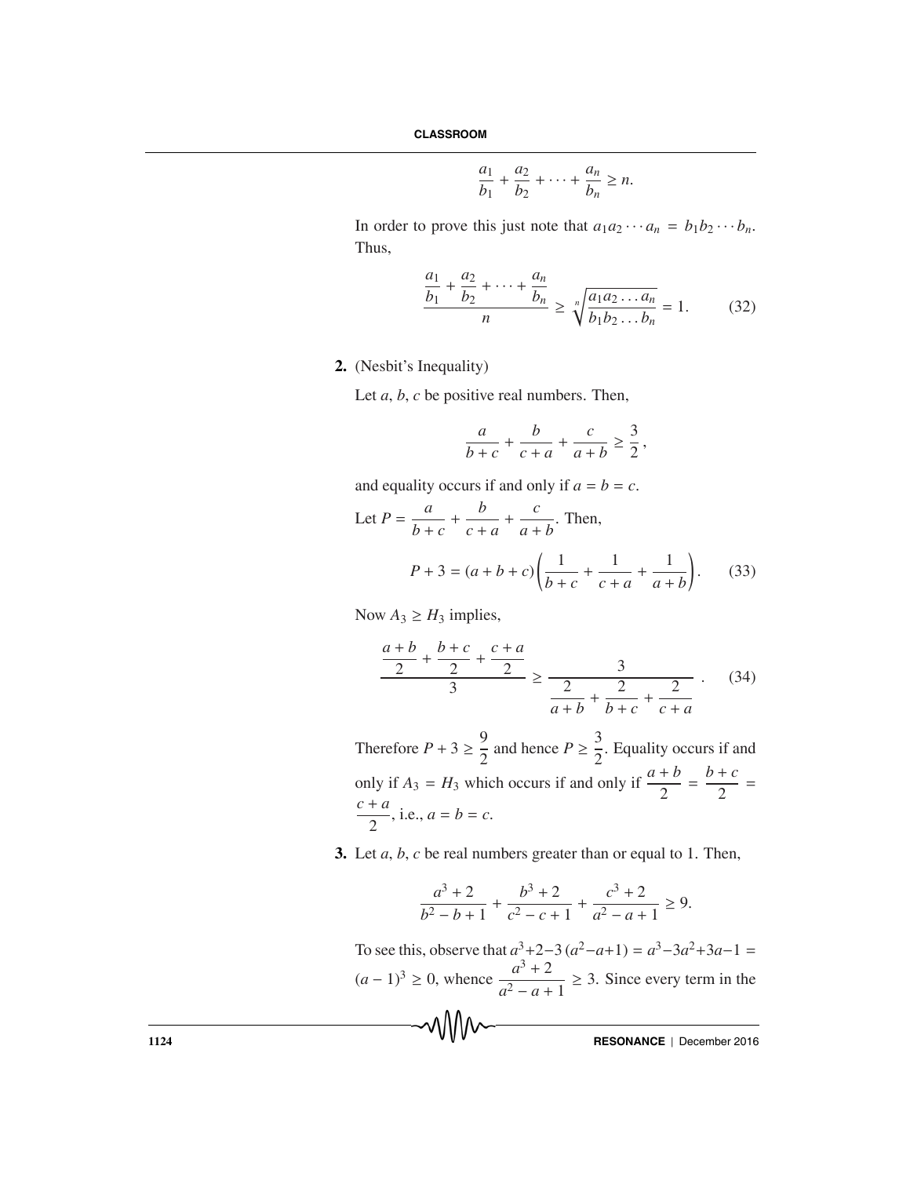$$\frac{a_1}{b_1} + \frac{a_2}{b_2} + \cdots + \frac{a_n}{b_n} \geq n.$$

In order to prove this just note that $a_1 a_2 \cdots a_n = b_1 b_2 \cdots b_n$. Thus,

$$\frac{\frac{a_1}{b_1} + \frac{a_2}{b_2} + \cdots + \frac{a_n}{b_n}}{n} \geq \sqrt[n]{\frac{a_1 a_2 \ldots a_n}{b_1 b_2 \ldots b_n}} = 1. \tag{32}$$

**2.** (Nesbit's Inequality)

Let $a$, $b$, $c$ be positive real numbers. Then,

$$\frac{a}{b+c} + \frac{b}{c+a} + \frac{c}{a+b} \geq \frac{3}{2},$$

and equality occurs if and only if $a = b = c$.

Let $P = \frac{a}{b+c} + \frac{b}{c+a} + \frac{c}{a+b}$. Then,

$$P + 3 = (a+b+c)\left(\frac{1}{b+c} + \frac{1}{c+a} + \frac{1}{a+b}\right). \tag{33}$$

Now $A_3 \geq H_3$ implies,

$$\frac{\frac{a+b}{2} + \frac{b+c}{2} + \frac{c+a}{2}}{3} \geq \frac{3}{\frac{2}{a+b} + \frac{2}{b+c} + \frac{2}{c+a}}. \tag{34}$$

Therefore $P + 3 \geq \frac{9}{2}$ and hence $P \geq \frac{3}{2}$. Equality occurs if and only if $A_3 = H_3$ which occurs if and only if $\frac{a+b}{2} = \frac{b+c}{2} = \frac{c+a}{2}$, i.e., $a = b = c$.

**3.** Let $a$, $b$, $c$ be real numbers greater than or equal to 1. Then,

$$\frac{a^3+2}{b^2-b+1} + \frac{b^3+2}{c^2-c+1} + \frac{c^3+2}{a^2-a+1} \geq 9.$$

To see this, observe that $a^3+2-3\,(a^2-a+1) = a^3-3a^2+3a-1 = (a-1)^3 \geq 0$, whence $\frac{a^3+2}{a^2-a+1} \geq 3$. Since every term in the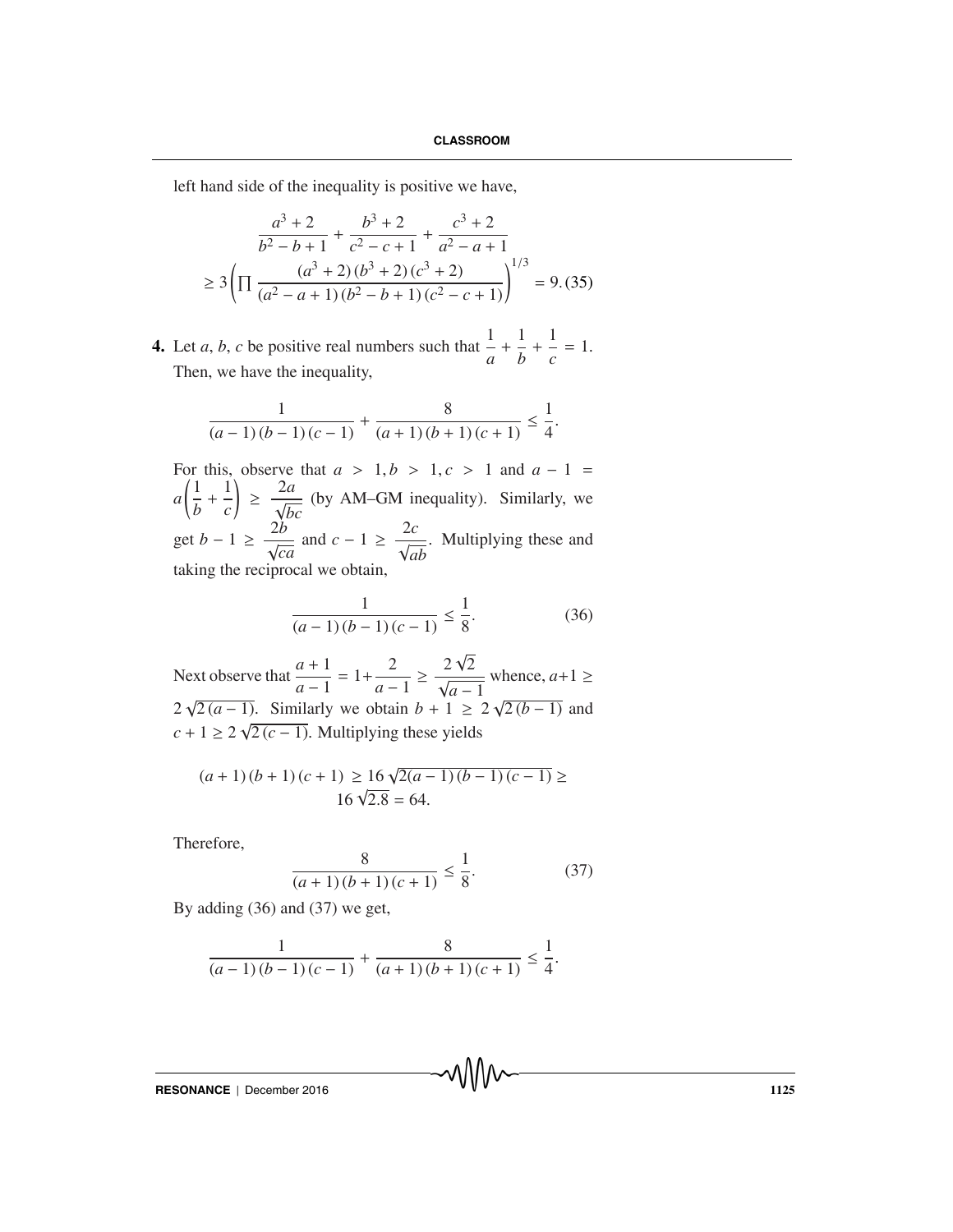left hand side of the inequality is positive we have,

$$\frac{a^3+2}{b^2-b+1} + \frac{b^3+2}{c^2-c+1} + \frac{c^3+2}{a^2-a+1}$$
$$\geq 3\left(\prod \frac{(a^3+2)(b^3+2)(c^3+2)}{(a^2-a+1)(b^2-b+1)(c^2-c+1)}\right)^{1/3} = 9. \quad (35)$$

**4.** Let $a$, $b$, $c$ be positive real numbers such that $\frac{1}{a} + \frac{1}{b} + \frac{1}{c} = 1$. Then, we have the inequality,

$$\frac{1}{(a-1)(b-1)(c-1)} + \frac{8}{(a+1)(b+1)(c+1)} \leq \frac{1}{4}.$$

For this, observe that $a > 1, b > 1, c > 1$ and $a - 1 = a\left(\frac{1}{b} + \frac{1}{c}\right) \geq \frac{2a}{\sqrt{bc}}$ (by AM–GM inequality). Similarly, we get $b - 1 \geq \frac{2b}{\sqrt{ca}}$ and $c - 1 \geq \frac{2c}{\sqrt{ab}}$. Multiplying these and taking the reciprocal we obtain,

$$\frac{1}{(a-1)(b-1)(c-1)} \leq \frac{1}{8}. \quad (36)$$

Next observe that $\frac{a+1}{a-1} = 1 + \frac{2}{a-1} \geq \frac{2\sqrt{2}}{\sqrt{a-1}}$ whence, $a+1 \geq 2\sqrt{2(a-1)}$. Similarly we obtain $b+1 \geq 2\sqrt{2(b-1)}$ and $c+1 \geq 2\sqrt{2(c-1)}$. Multiplying these yields

$$(a+1)(b+1)(c+1) \geq 16\sqrt{2(a-1)(b-1)(c-1)} \geq 16\sqrt{2.8} = 64.$$

Therefore,

$$\frac{8}{(a+1)(b+1)(c+1)} \leq \frac{1}{8}. \quad (37)$$

By adding (36) and (37) we get,

$$\frac{1}{(a-1)(b-1)(c-1)} + \frac{8}{(a+1)(b+1)(c+1)} \leq \frac{1}{4}.$$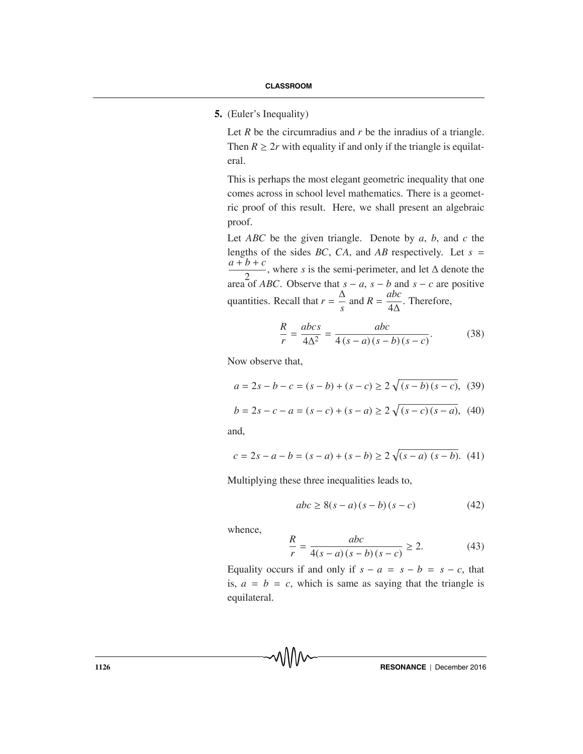**5.** (Euler's Inequality)

Let $R$ be the circumradius and $r$ be the inradius of a triangle. Then $R \geq 2r$ with equality if and only if the triangle is equilateral.

This is perhaps the most elegant geometric inequality that one comes across in school level mathematics. There is a geometric proof of this result. Here, we shall present an algebraic proof.

Let $ABC$ be the given triangle. Denote by $a$, $b$, and $c$ the lengths of the sides $BC$, $CA$, and $AB$ respectively. Let $s = \dfrac{a+b+c}{2}$, where $s$ is the semi-perimeter, and let $\Delta$ denote the area of $ABC$. Observe that $s-a$, $s-b$ and $s-c$ are positive quantities. Recall that $r = \dfrac{\Delta}{s}$ and $R = \dfrac{abc}{4\Delta}$. Therefore,

$$\frac{R}{r} = \frac{abcs}{4\Delta^2} = \frac{abc}{4\,(s-a)\,(s-b)\,(s-c)}. \tag{38}$$

Now observe that,

$$a = 2s - b - c = (s-b) + (s-c) \geq 2\sqrt{(s-b)\,(s-c)}, \tag{39}$$

$$b = 2s - c - a = (s-c) + (s-a) \geq 2\sqrt{(s-c)\,(s-a)}, \tag{40}$$

and,

$$c = 2s - a - b = (s-a) + (s-b) \geq 2\sqrt{(s-a)\,(s-b)}. \tag{41}$$

Multiplying these three inequalities leads to,

$$abc \geq 8(s-a)\,(s-b)\,(s-c) \tag{42}$$

whence,

$$\frac{R}{r} = \frac{abc}{4(s-a)\,(s-b)\,(s-c)} \geq 2. \tag{43}$$

Equality occurs if and only if $s-a = s-b = s-c$, that is, $a = b = c$, which is same as saying that the triangle is equilateral.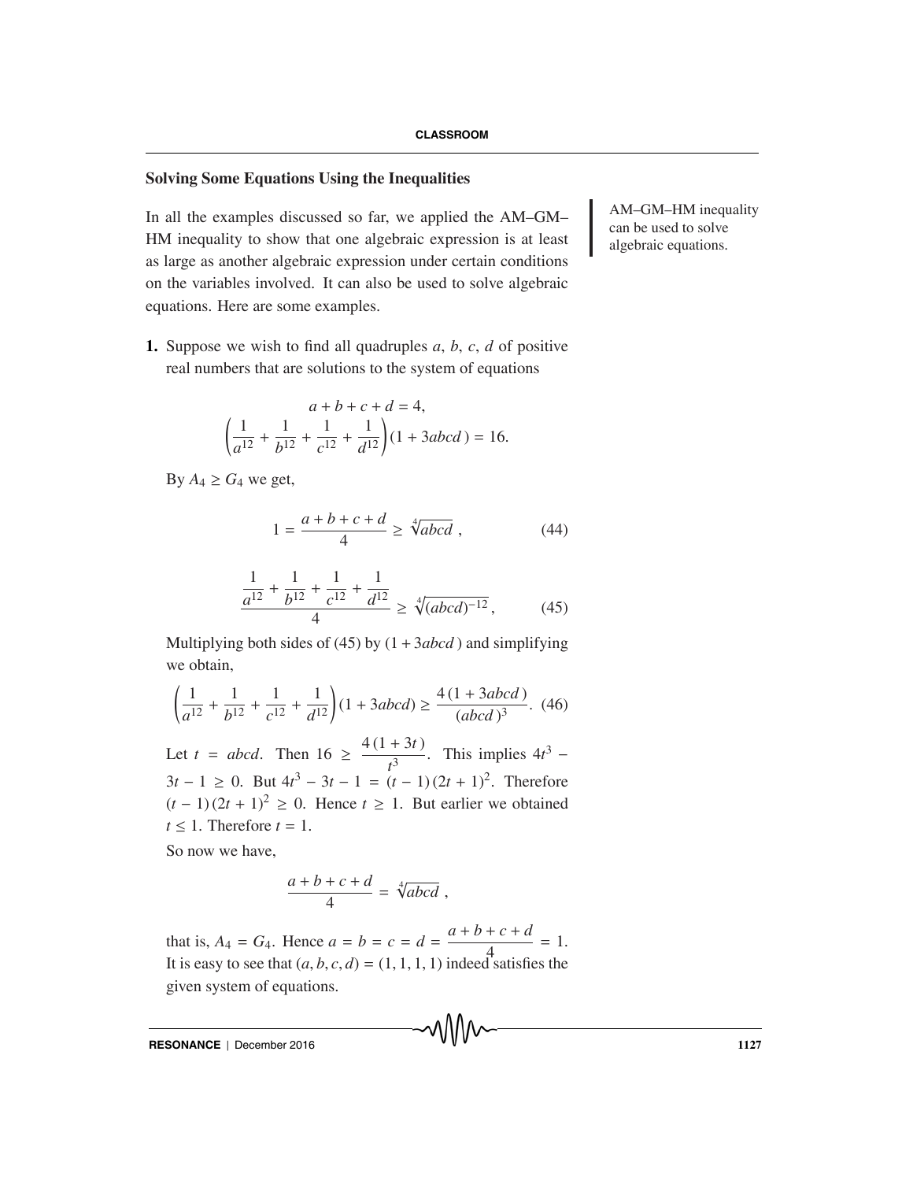## Solving Some Equations Using the Inequalities

In all the examples discussed so far, we applied the AM–GM–HM inequality to show that one algebraic expression is at least as large as another algebraic expression under certain conditions on the variables involved. It can also be used to solve algebraic equations. Here are some examples.

AM–GM–HM inequality can be used to solve algebraic equations.

**1.** Suppose we wish to find all quadruples $a$, $b$, $c$, $d$ of positive real numbers that are solutions to the system of equations

$$a + b + c + d = 4,$$
$$\left(\frac{1}{a^{12}} + \frac{1}{b^{12}} + \frac{1}{c^{12}} + \frac{1}{d^{12}}\right)(1 + 3abcd) = 16.$$

By $A_4 \geq G_4$ we get,

$$1 = \frac{a + b + c + d}{4} \geq \sqrt[4]{abcd}\ , \tag{44}$$

$$\frac{\frac{1}{a^{12}} + \frac{1}{b^{12}} + \frac{1}{c^{12}} + \frac{1}{d^{12}}}{4} \geq \sqrt[4]{(abcd)^{-12}}\,, \tag{45}$$

Multiplying both sides of (45) by $(1 + 3abcd)$ and simplifying we obtain,

$$\left(\frac{1}{a^{12}} + \frac{1}{b^{12}} + \frac{1}{c^{12}} + \frac{1}{d^{12}}\right)(1 + 3abcd) \geq \frac{4\,(1 + 3abcd)}{(abcd)^3}. \tag{46}$$

Let $t = abcd$. Then $16 \geq \frac{4\,(1 + 3t)}{t^3}$. This implies $4t^3 - 3t - 1 \geq 0$. But $4t^3 - 3t - 1 = (t - 1)(2t + 1)^2$. Therefore $(t - 1)(2t + 1)^2 \geq 0$. Hence $t \geq 1$. But earlier we obtained $t \leq 1$. Therefore $t = 1$.

So now we have,

$$\frac{a + b + c + d}{4} = \sqrt[4]{abcd}\ ,$$

that is, $A_4 = G_4$. Hence $a = b = c = d = \frac{a + b + c + d}{4} = 1$. It is easy to see that $(a, b, c, d) = (1, 1, 1, 1)$ indeed satisfies the given system of equations.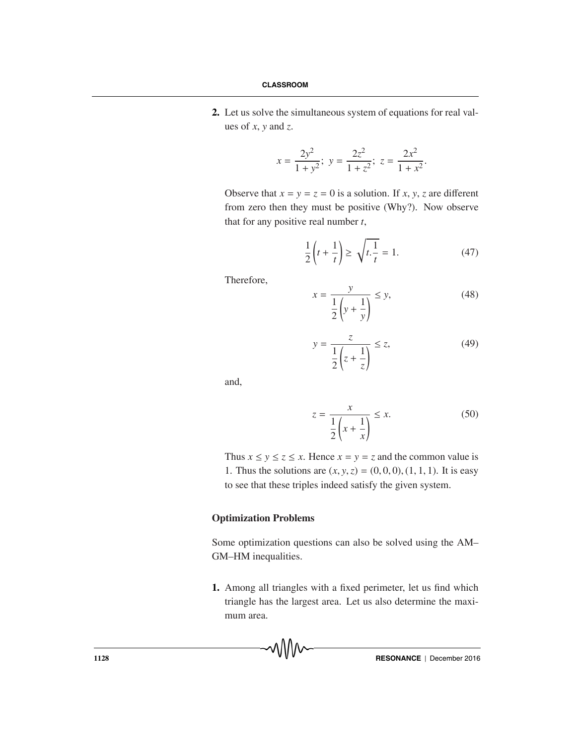**2.** Let us solve the simultaneous system of equations for real values of $x$, $y$ and $z$.

$$x = \frac{2y^2}{1+y^2};\ y = \frac{2z^2}{1+z^2};\ z = \frac{2x^2}{1+x^2}.$$

Observe that $x = y = z = 0$ is a solution. If $x, y, z$ are different from zero then they must be positive (Why?). Now observe that for any positive real number $t$,

$$\frac{1}{2}\left(t + \frac{1}{t}\right) \geq \sqrt{t.\frac{1}{t}} = 1. \tag{47}$$

Therefore,

$$x = \frac{y}{\frac{1}{2}\left(y + \frac{1}{y}\right)} \leq y, \tag{48}$$

$$y = \frac{z}{\frac{1}{2}\left(z + \frac{1}{z}\right)} \leq z, \tag{49}$$

and,

$$z = \frac{x}{\frac{1}{2}\left(x + \frac{1}{x}\right)} \leq x. \tag{50}$$

Thus $x \leq y \leq z \leq x$. Hence $x = y = z$ and the common value is 1. Thus the solutions are $(x, y, z) = (0, 0, 0), (1, 1, 1)$. It is easy to see that these triples indeed satisfy the given system.

### Optimization Problems

Some optimization questions can also be solved using the AM–GM–HM inequalities.

**1.** Among all triangles with a fixed perimeter, let us find which triangle has the largest area. Let us also determine the maximum area.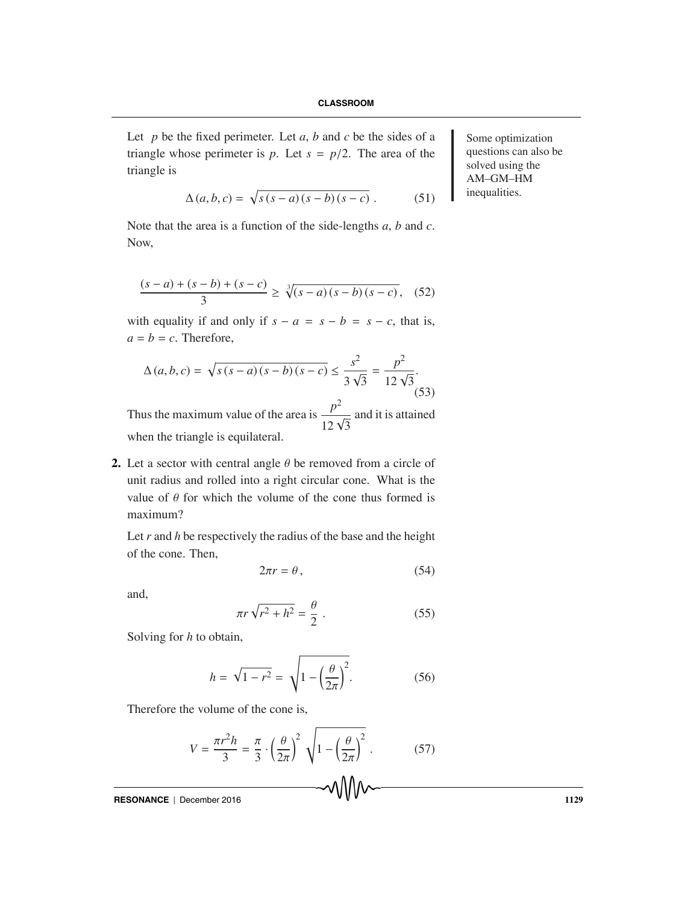Let $p$ be the fixed perimeter. Let $a$, $b$ and $c$ be the sides of a triangle whose perimeter is $p$. Let $s = p/2$. The area of the triangle is

$$\Delta(a, b, c) = \sqrt{s(s-a)(s-b)(s-c)}\,. \tag{51}$$

Some optimization questions can also be solved using the AM–GM–HM inequalities.

Note that the area is a function of the side-lengths $a$, $b$ and $c$. Now,

$$\frac{(s-a)+(s-b)+(s-c)}{3} \geq \sqrt[3]{(s-a)(s-b)(s-c)}, \tag{52}$$

with equality if and only if $s - a = s - b = s - c$, that is, $a = b = c$. Therefore,

$$\Delta(a, b, c) = \sqrt{s(s-a)(s-b)(s-c)} \leq \frac{s^2}{3\sqrt{3}} = \frac{p^2}{12\sqrt{3}}. \tag{53}$$

Thus the maximum value of the area is $\dfrac{p^2}{12\sqrt{3}}$ and it is attained when the triangle is equilateral.

**2.** Let a sector with central angle $\theta$ be removed from a circle of unit radius and rolled into a right circular cone. What is the value of $\theta$ for which the volume of the cone thus formed is maximum?

Let $r$ and $h$ be respectively the radius of the base and the height of the cone. Then,

$$2\pi r = \theta\,, \tag{54}$$

and,

$$\pi r\sqrt{r^2 + h^2} = \frac{\theta}{2}\,. \tag{55}$$

Solving for $h$ to obtain,

$$h = \sqrt{1 - r^2} = \sqrt{1 - \left(\frac{\theta}{2\pi}\right)^2}. \tag{56}$$

Therefore the volume of the cone is,

$$V = \frac{\pi r^2 h}{3} = \frac{\pi}{3} \cdot \left(\frac{\theta}{2\pi}\right)^2 \sqrt{1 - \left(\frac{\theta}{2\pi}\right)^2}\,. \tag{57}$$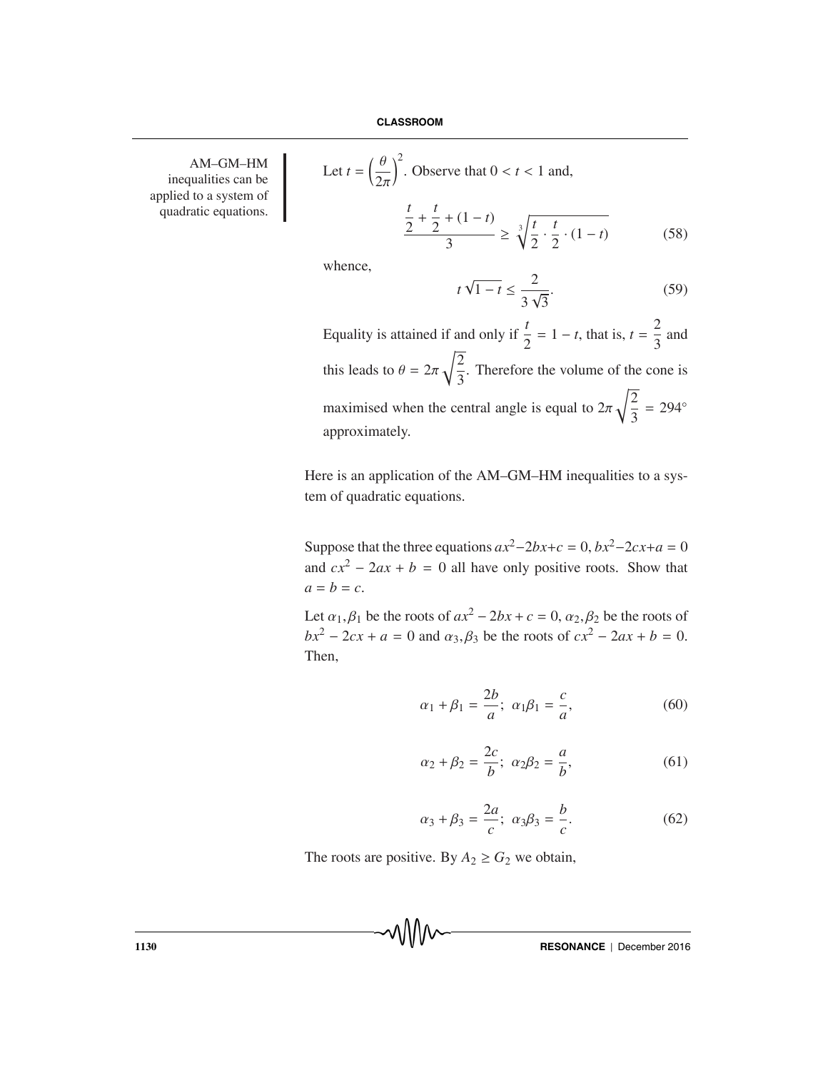AM–GM–HM inequalities can be applied to a system of quadratic equations.

Let $t = \left(\frac{\theta}{2\pi}\right)^2$. Observe that $0 < t < 1$ and,

$$\frac{\frac{t}{2} + \frac{t}{2} + (1-t)}{3} \geq \sqrt[3]{\frac{t}{2} \cdot \frac{t}{2} \cdot (1-t)} \tag{58}$$

whence,

$$t\sqrt{1-t} \leq \frac{2}{3\sqrt{3}}. \tag{59}$$

Equality is attained if and only if $\frac{t}{2} = 1 - t$, that is, $t = \frac{2}{3}$ and this leads to $\theta = 2\pi\sqrt{\frac{2}{3}}$. Therefore the volume of the cone is maximised when the central angle is equal to $2\pi\sqrt{\frac{2}{3}} = 294^\circ$ approximately.

Here is an application of the AM–GM–HM inequalities to a system of quadratic equations.

Suppose that the three equations $ax^2 - 2bx + c = 0$, $bx^2 - 2cx + a = 0$ and $cx^2 - 2ax + b = 0$ all have only positive roots. Show that $a = b = c$.

Let $\alpha_1, \beta_1$ be the roots of $ax^2 - 2bx + c = 0$, $\alpha_2, \beta_2$ be the roots of $bx^2 - 2cx + a = 0$ and $\alpha_3, \beta_3$ be the roots of $cx^2 - 2ax + b = 0$. Then,

$$\alpha_1 + \beta_1 = \frac{2b}{a};\ \ \alpha_1\beta_1 = \frac{c}{a}, \tag{60}$$

$$\alpha_2 + \beta_2 = \frac{2c}{b};\ \ \alpha_2\beta_2 = \frac{a}{b}, \tag{61}$$

$$\alpha_3 + \beta_3 = \frac{2a}{c};\ \ \alpha_3\beta_3 = \frac{b}{c}. \tag{62}$$

The roots are positive. By $A_2 \geq G_2$ we obtain,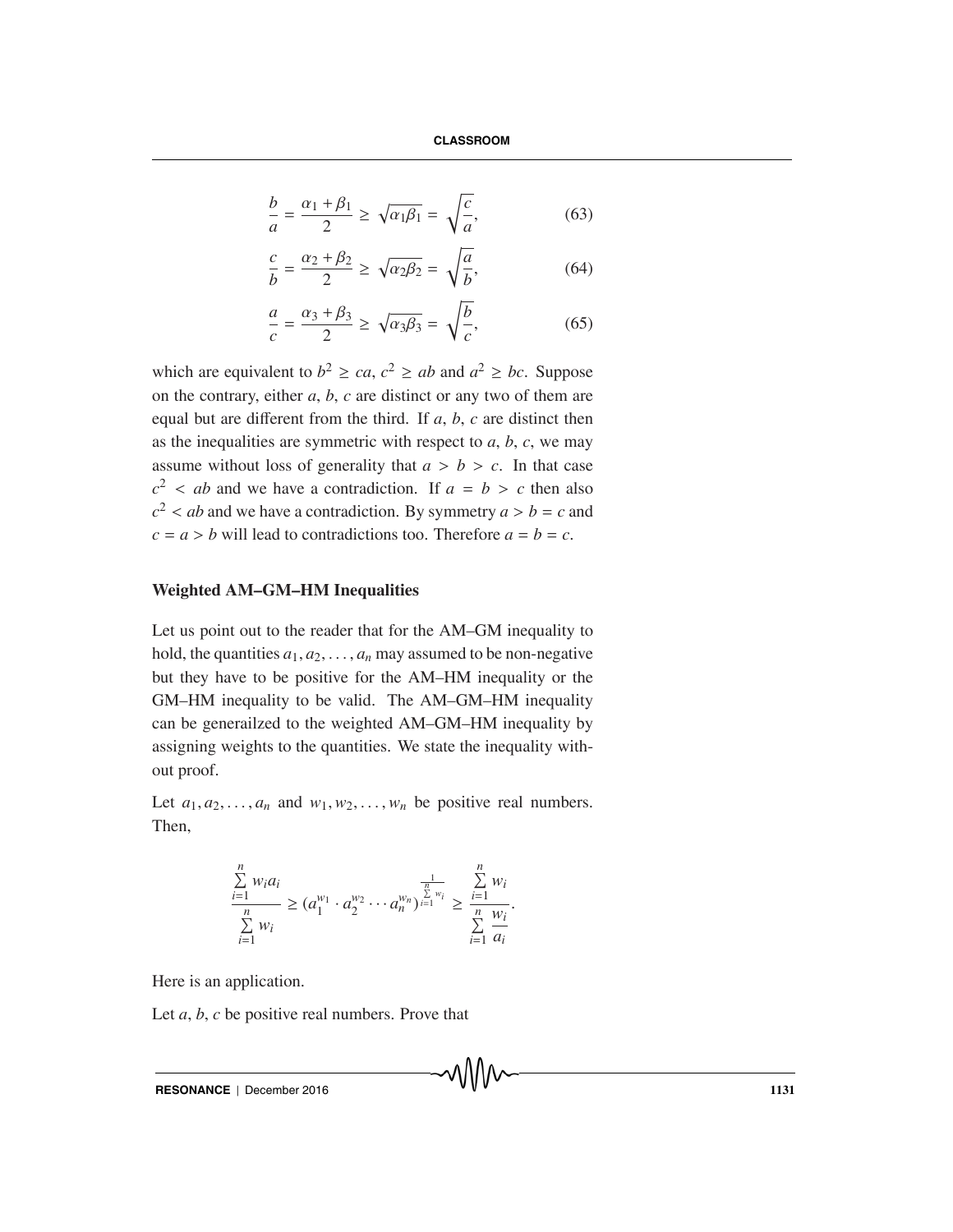$$\frac{b}{a} = \frac{\alpha_1 + \beta_1}{2} \geq \sqrt{\alpha_1 \beta_1} = \sqrt{\frac{c}{a}}, \tag{63}$$

$$\frac{c}{b} = \frac{\alpha_2 + \beta_2}{2} \geq \sqrt{\alpha_2 \beta_2} = \sqrt{\frac{a}{b}}, \tag{64}$$

$$\frac{a}{c} = \frac{\alpha_3 + \beta_3}{2} \geq \sqrt{\alpha_3 \beta_3} = \sqrt{\frac{b}{c}}, \tag{65}$$

which are equivalent to $b^2 \geq ca$, $c^2 \geq ab$ and $a^2 \geq bc$. Suppose on the contrary, either $a$, $b$, $c$ are distinct or any two of them are equal but are different from the third. If $a$, $b$, $c$ are distinct then as the inequalities are symmetric with respect to $a$, $b$, $c$, we may assume without loss of generality that $a > b > c$. In that case $c^2 < ab$ and we have a contradiction. If $a = b > c$ then also $c^2 < ab$ and we have a contradiction. By symmetry $a > b = c$ and $c = a > b$ will lead to contradictions too. Therefore $a = b = c$.

### Weighted AM–GM–HM Inequalities

Let us point out to the reader that for the AM–GM inequality to hold, the quantities $a_1, a_2, \ldots, a_n$ may assumed to be non-negative but they have to be positive for the AM–HM inequality or the GM–HM inequality to be valid. The AM–GM–HM inequality can be generailzed to the weighted AM–GM–HM inequality by assigning weights to the quantities. We state the inequality without proof.

Let $a_1, a_2, \ldots, a_n$ and $w_1, w_2, \ldots, w_n$ be positive real numbers. Then,

$$\frac{\sum_{i=1}^{n} w_i a_i}{\sum_{i=1}^{n} w_i} \geq \left(a_1^{w_1} \cdot a_2^{w_2} \cdots a_n^{w_n}\right)^{\frac{1}{\sum_{i=1}^{n} w_i}} \geq \frac{\sum_{i=1}^{n} w_i}{\sum_{i=1}^{n} \frac{w_i}{a_i}}.$$

Here is an application.

Let $a$, $b$, $c$ be positive real numbers. Prove that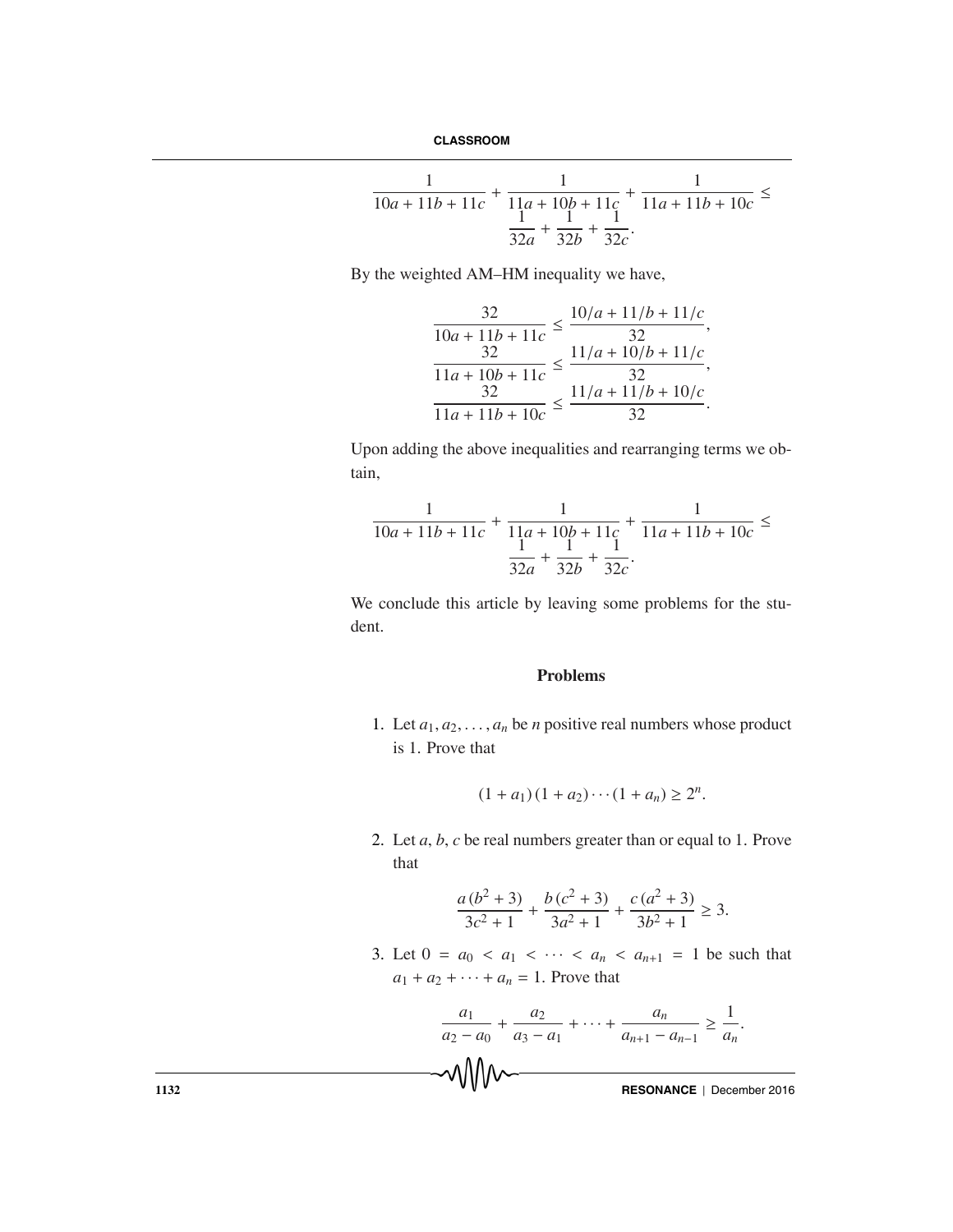$$\frac{1}{10a + 11b + 11c} + \frac{1}{11a + 10b + 11c} + \frac{1}{11a + 11b + 10c} \leq \frac{1}{32a} + \frac{1}{32b} + \frac{1}{32c}.$$

By the weighted AM–HM inequality we have,

$$\frac{32}{10a + 11b + 11c} \leq \frac{10/a + 11/b + 11/c}{32},$$
$$\frac{32}{11a + 10b + 11c} \leq \frac{11/a + 10/b + 11/c}{32},$$
$$\frac{32}{11a + 11b + 10c} \leq \frac{11/a + 11/b + 10/c}{32}.$$

Upon adding the above inequalities and rearranging terms we obtain,

$$\frac{1}{10a + 11b + 11c} + \frac{1}{11a + 10b + 11c} + \frac{1}{11a + 11b + 10c} \leq \frac{1}{32a} + \frac{1}{32b} + \frac{1}{32c}.$$

We conclude this article by leaving some problems for the student.

## Problems

1. Let $a_1, a_2, \ldots, a_n$ be $n$ positive real numbers whose product is 1. Prove that

$$(1 + a_1)(1 + a_2)\cdots(1 + a_n) \geq 2^n.$$

2. Let $a, b, c$ be real numbers greater than or equal to 1. Prove that

$$\frac{a(b^2 + 3)}{3c^2 + 1} + \frac{b(c^2 + 3)}{3a^2 + 1} + \frac{c(a^2 + 3)}{3b^2 + 1} \geq 3.$$

3. Let $0 = a_0 < a_1 < \cdots < a_n < a_{n+1} = 1$ be such that $a_1 + a_2 + \cdots + a_n = 1$. Prove that

$$\frac{a_1}{a_2 - a_0} + \frac{a_2}{a_3 - a_1} + \cdots + \frac{a_n}{a_{n+1} - a_{n-1}} \geq \frac{1}{a_n}.$$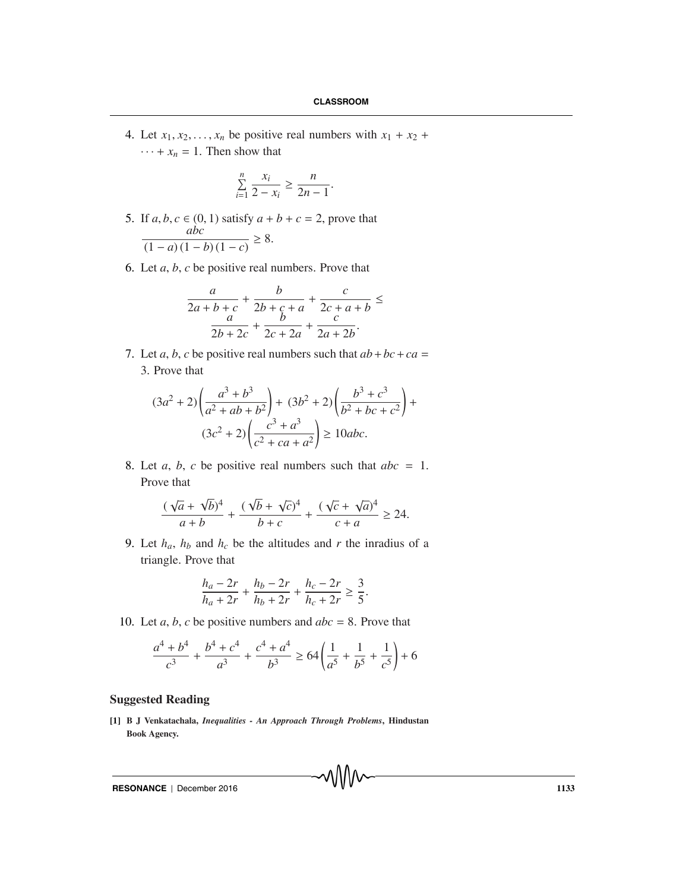4. Let $x_1, x_2, \ldots, x_n$ be positive real numbers with $x_1 + x_2 + \cdots + x_n = 1$. Then show that

$$\sum_{i=1}^{n} \frac{x_i}{2 - x_i} \geq \frac{n}{2n-1}.$$

5. If $a, b, c \in (0, 1)$ satisfy $a + b + c = 2$, prove that $\dfrac{abc}{(1-a)(1-b)(1-c)} \geq 8.$

6. Let $a$, $b$, $c$ be positive real numbers. Prove that

$$\frac{a}{2a+b+c} + \frac{b}{2b+c+a} + \frac{c}{2c+a+b} \leq \frac{a}{2b+2c} + \frac{b}{2c+2a} + \frac{c}{2a+2b}.$$

7. Let $a$, $b$, $c$ be positive real numbers such that $ab + bc + ca = 3$. Prove that

$$(3a^2+2)\left(\frac{a^3+b^3}{a^2+ab+b^2}\right) + (3b^2+2)\left(\frac{b^3+c^3}{b^2+bc+c^2}\right) + (3c^2+2)\left(\frac{c^3+a^3}{c^2+ca+a^2}\right) \geq 10abc.$$

8. Let $a$, $b$, $c$ be positive real numbers such that $abc = 1$. Prove that

$$\frac{(\sqrt{a}+\sqrt{b})^4}{a+b} + \frac{(\sqrt{b}+\sqrt{c})^4}{b+c} + \frac{(\sqrt{c}+\sqrt{a})^4}{c+a} \geq 24.$$

9. Let $h_a$, $h_b$ and $h_c$ be the altitudes and $r$ the inradius of a triangle. Prove that

$$\frac{h_a - 2r}{h_a + 2r} + \frac{h_b - 2r}{h_b + 2r} + \frac{h_c - 2r}{h_c + 2r} \geq \frac{3}{5}.$$

10. Let $a$, $b$, $c$ be positive numbers and $abc = 8$. Prove that

$$\frac{a^4+b^4}{c^3} + \frac{b^4+c^4}{a^3} + \frac{c^4+a^4}{b^3} \geq 64\left(\frac{1}{a^5} + \frac{1}{b^5} + \frac{1}{c^5}\right) + 6$$

## Suggested Reading

**[1] B J Venkatachala, *Inequalities - An Approach Through Problems*, Hindustan Book Agency.**